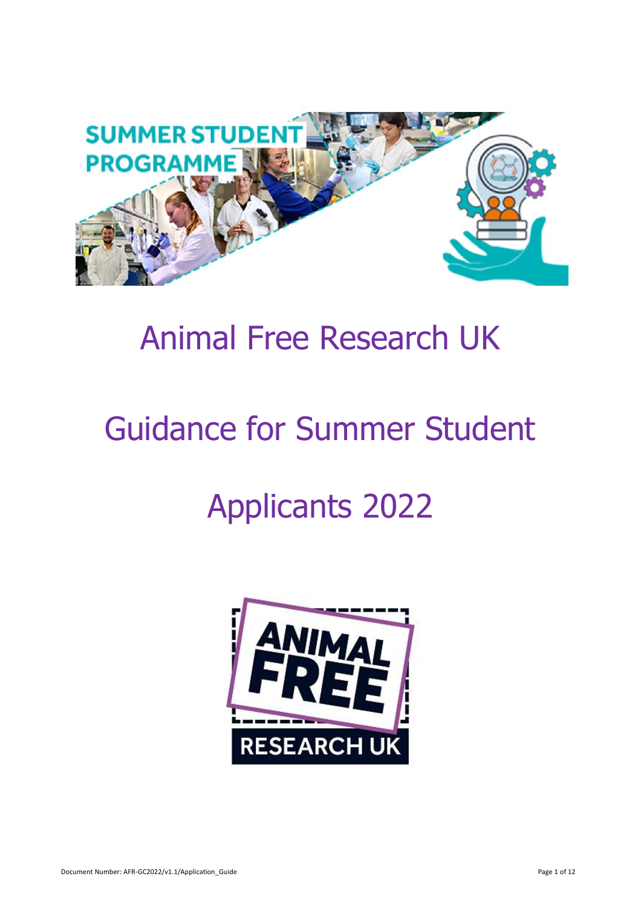# Animal Free Research UK

# Guidance for Summer Student Applicants 2022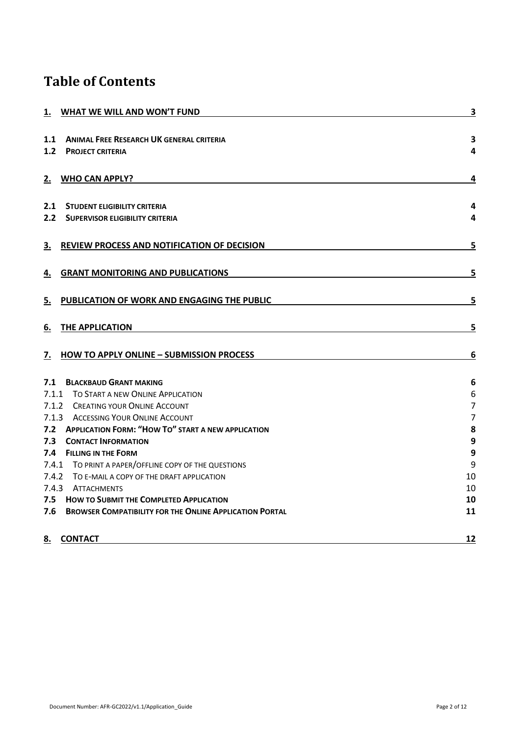# Table of Contents

| | | |
|---|---|---|
| **1.** | **WHAT WE WILL AND WON'T FUND** | **3** |
| **1.1** | **ANIMAL FREE RESEARCH UK GENERAL CRITERIA** | **3** |
| **1.2** | **PROJECT CRITERIA** | **4** |
| **2.** | **WHO CAN APPLY?** | **4** |
| **2.1** | **STUDENT ELIGIBILITY CRITERIA** | **4** |
| **2.2** | **SUPERVISOR ELIGIBILITY CRITERIA** | **4** |
| **3.** | **REVIEW PROCESS AND NOTIFICATION OF DECISION** | **5** |
| **4.** | **GRANT MONITORING AND PUBLICATIONS** | **5** |
| **5.** | **PUBLICATION OF WORK AND ENGAGING THE PUBLIC** | **5** |
| **6.** | **THE APPLICATION** | **5** |
| **7.** | **HOW TO APPLY ONLINE – SUBMISSION PROCESS** | **6** |
| **7.1** | **BLACKBAUD GRANT MAKING** | **6** |
| 7.1.1 | TO START A NEW ONLINE APPLICATION | 6 |
| 7.1.2 | CREATING YOUR ONLINE ACCOUNT | 7 |
| 7.1.3 | ACCESSING YOUR ONLINE ACCOUNT | 7 |
| **7.2** | **APPLICATION FORM: "HOW TO" START A NEW APPLICATION** | **8** |
| **7.3** | **CONTACT INFORMATION** | **9** |
| **7.4** | **FILLING IN THE FORM** | **9** |
| 7.4.1 | TO PRINT A PAPER/OFFLINE COPY OF THE QUESTIONS | 9 |
| 7.4.2 | TO E-MAIL A COPY OF THE DRAFT APPLICATION | 10 |
| 7.4.3 | ATTACHMENTS | 10 |
| **7.5** | **HOW TO SUBMIT THE COMPLETED APPLICATION** | **10** |
| **7.6** | **BROWSER COMPATIBILITY FOR THE ONLINE APPLICATION PORTAL** | **11** |
| **8.** | **CONTACT** | **12** |

Document Number: AFR-GC2022/v1.1/Application_Guide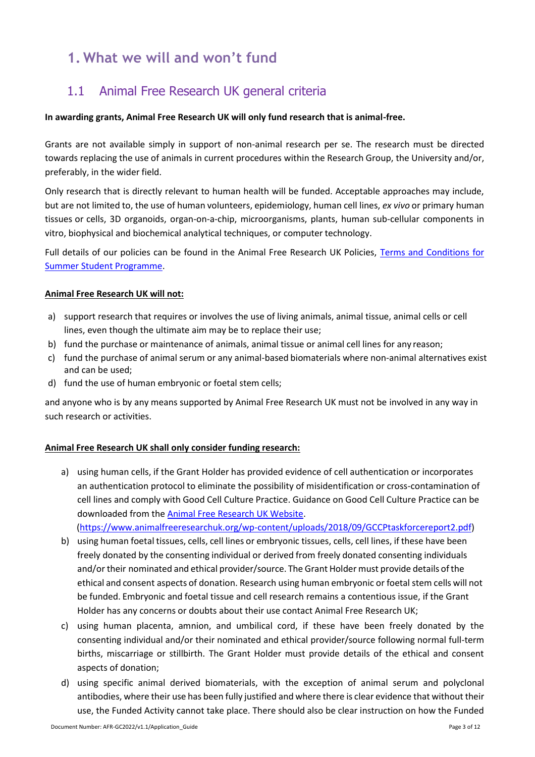# 1. What we will and won't fund

## 1.1 Animal Free Research UK general criteria

**In awarding grants, Animal Free Research UK will only fund research that is animal-free.**

Grants are not available simply in support of non-animal research per se. The research must be directed towards replacing the use of animals in current procedures within the Research Group, the University and/or, preferably, in the wider field.

Only research that is directly relevant to human health will be funded. Acceptable approaches may include, but are not limited to, the use of human volunteers, epidemiology, human cell lines, *ex vivo* or primary human tissues or cells, 3D organoids, organ-on-a-chip, microorganisms, plants, human sub-cellular components in vitro, biophysical and biochemical analytical techniques, or computer technology.

Full details of our policies can be found in the Animal Free Research UK Policies, [Terms and Conditions for Summer Student Programme]().

**Animal Free Research UK will not:**

a) support research that requires or involves the use of living animals, animal tissue, animal cells or cell lines, even though the ultimate aim may be to replace their use;
b) fund the purchase or maintenance of animals, animal tissue or animal cell lines for any reason;
c) fund the purchase of animal serum or any animal-based biomaterials where non-animal alternatives exist and can be used;
d) fund the use of human embryonic or foetal stem cells;

and anyone who is by any means supported by Animal Free Research UK must not be involved in any way in such research or activities.

**Animal Free Research UK shall only consider funding research:**

a) using human cells, if the Grant Holder has provided evidence of cell authentication or incorporates an authentication protocol to eliminate the possibility of misidentification or cross-contamination of cell lines and comply with Good Cell Culture Practice. Guidance on Good Cell Culture Practice can be downloaded from the [Animal Free Research UK Website](). (https://www.animalfreeresearchuk.org/wp-content/uploads/2018/09/GCCPtaskforcereport2.pdf)
b) using human foetal tissues, cells, cell lines or embryonic tissues, cells, cell lines, if these have been freely donated by the consenting individual or derived from freely donated consenting individuals and/or their nominated and ethical provider/source. The Grant Holder must provide details of the ethical and consent aspects of donation. Research using human embryonic or foetal stem cells will not be funded. Embryonic and foetal tissue and cell research remains a contentious issue, if the Grant Holder has any concerns or doubts about their use contact Animal Free Research UK;
c) using human placenta, amnion, and umbilical cord, if these have been freely donated by the consenting individual and/or their nominated and ethical provider/source following normal full-term births, miscarriage or stillbirth. The Grant Holder must provide details of the ethical and consent aspects of donation;
d) using specific animal derived biomaterials, with the exception of animal serum and polyclonal antibodies, where their use has been fully justified and where there is clear evidence that without their use, the Funded Activity cannot take place. There should also be clear instruction on how the Funded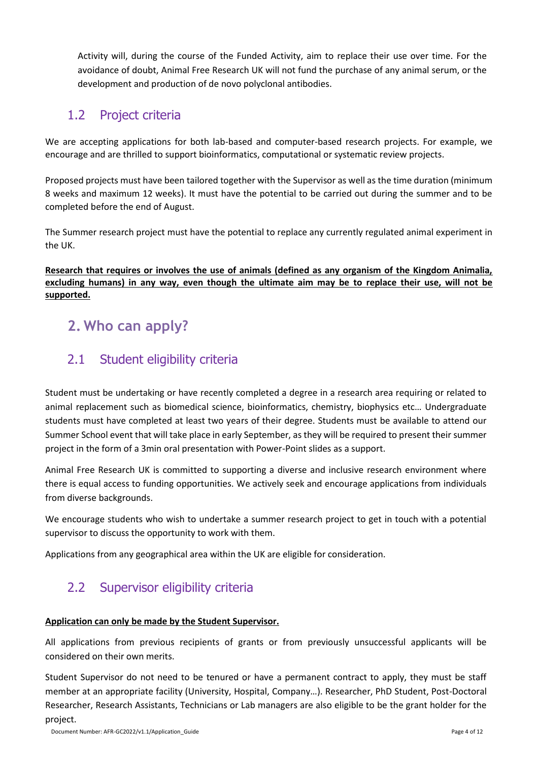Activity will, during the course of the Funded Activity, aim to replace their use over time. For the avoidance of doubt, Animal Free Research UK will not fund the purchase of any animal serum, or the development and production of de novo polyclonal antibodies.

## 1.2 Project criteria

We are accepting applications for both lab-based and computer-based research projects. For example, we encourage and are thrilled to support bioinformatics, computational or systematic review projects.

Proposed projects must have been tailored together with the Supervisor as well as the time duration (minimum 8 weeks and maximum 12 weeks). It must have the potential to be carried out during the summer and to be completed before the end of August.

The Summer research project must have the potential to replace any currently regulated animal experiment in the UK.

**Research that requires or involves the use of animals (defined as any organism of the Kingdom Animalia, excluding humans) in any way, even though the ultimate aim may be to replace their use, will not be supported.**

# 2. Who can apply?

## 2.1 Student eligibility criteria

Student must be undertaking or have recently completed a degree in a research area requiring or related to animal replacement such as biomedical science, bioinformatics, chemistry, biophysics etc… Undergraduate students must have completed at least two years of their degree. Students must be available to attend our Summer School event that will take place in early September, as they will be required to present their summer project in the form of a 3min oral presentation with Power-Point slides as a support.

Animal Free Research UK is committed to supporting a diverse and inclusive research environment where there is equal access to funding opportunities. We actively seek and encourage applications from individuals from diverse backgrounds.

We encourage students who wish to undertake a summer research project to get in touch with a potential supervisor to discuss the opportunity to work with them.

Applications from any geographical area within the UK are eligible for consideration.

## 2.2 Supervisor eligibility criteria

**Application can only be made by the Student Supervisor.**

All applications from previous recipients of grants or from previously unsuccessful applicants will be considered on their own merits.

Student Supervisor do not need to be tenured or have a permanent contract to apply, they must be staff member at an appropriate facility (University, Hospital, Company…). Researcher, PhD Student, Post-Doctoral Researcher, Research Assistants, Technicians or Lab managers are also eligible to be the grant holder for the project.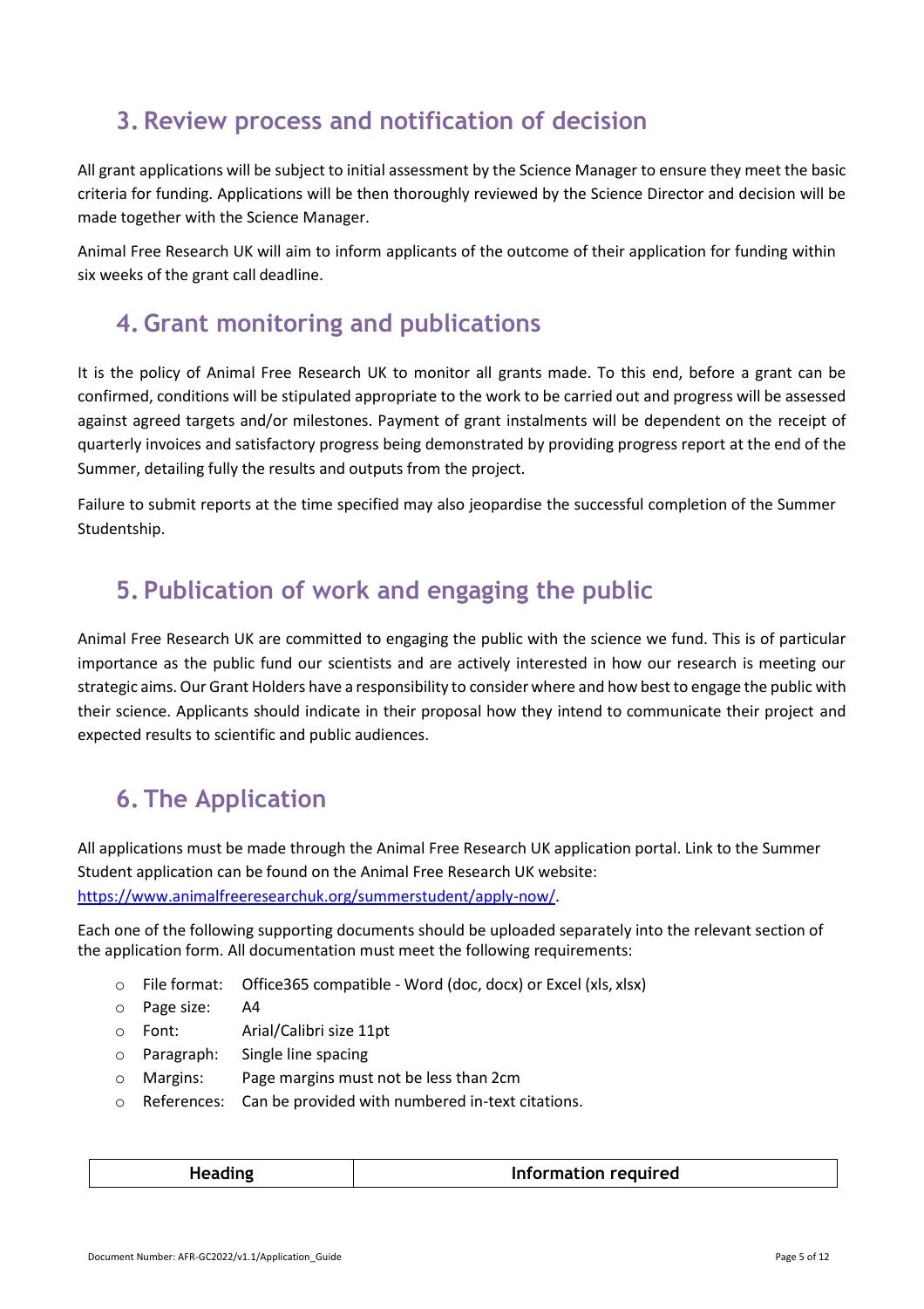## 3. Review process and notification of decision

All grant applications will be subject to initial assessment by the Science Manager to ensure they meet the basic criteria for funding. Applications will be then thoroughly reviewed by the Science Director and decision will be made together with the Science Manager.

Animal Free Research UK will aim to inform applicants of the outcome of their application for funding within six weeks of the grant call deadline.

## 4. Grant monitoring and publications

It is the policy of Animal Free Research UK to monitor all grants made. To this end, before a grant can be confirmed, conditions will be stipulated appropriate to the work to be carried out and progress will be assessed against agreed targets and/or milestones. Payment of grant instalments will be dependent on the receipt of quarterly invoices and satisfactory progress being demonstrated by providing progress report at the end of the Summer, detailing fully the results and outputs from the project.

Failure to submit reports at the time specified may also jeopardise the successful completion of the Summer Studentship.

## 5. Publication of work and engaging the public

Animal Free Research UK are committed to engaging the public with the science we fund. This is of particular importance as the public fund our scientists and are actively interested in how our research is meeting our strategic aims. Our Grant Holders have a responsibility to consider where and how best to engage the public with their science. Applicants should indicate in their proposal how they intend to communicate their project and expected results to scientific and public audiences.

## 6. The Application

All applications must be made through the Animal Free Research UK application portal. Link to the Summer Student application can be found on the Animal Free Research UK website: https://www.animalfreeresearchuk.org/summerstudent/apply-now/.

Each one of the following supporting documents should be uploaded separately into the relevant section of the application form. All documentation must meet the following requirements:

- File format: Office365 compatible - Word (doc, docx) or Excel (xls, xlsx)
- Page size: A4
- Font: Arial/Calibri size 11pt
- Paragraph: Single line spacing
- Margins: Page margins must not be less than 2cm
- References: Can be provided with numbered in-text citations.

| Heading | Information required |
|---|---|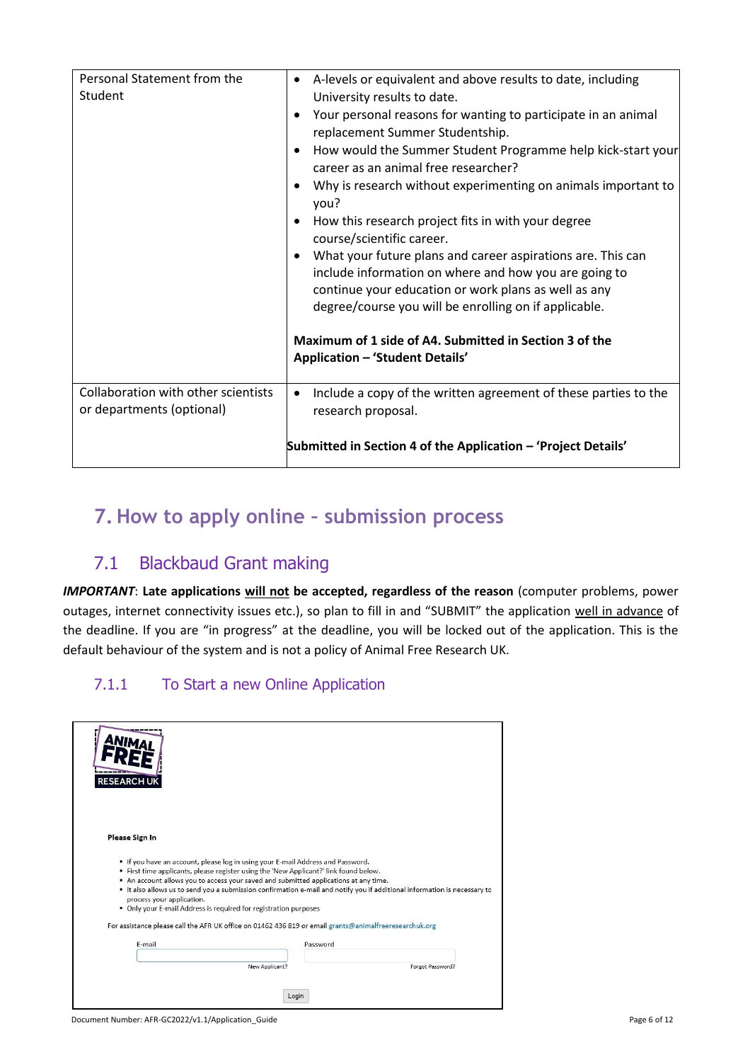| | |
|---|---|
| Personal Statement from the Student | • A-levels or equivalent and above results to date, including University results to date.<br>• Your personal reasons for wanting to participate in an animal replacement Summer Studentship.<br>• How would the Summer Student Programme help kick-start your career as an animal free researcher?<br>• Why is research without experimenting on animals important to you?<br>• How this research project fits in with your degree course/scientific career.<br>• What your future plans and career aspirations are. This can include information on where and how you are going to continue your education or work plans as well as any degree/course you will be enrolling on if applicable.<br><br>**Maximum of 1 side of A4. Submitted in Section 3 of the Application – 'Student Details'** |
| Collaboration with other scientists or departments (optional) | • Include a copy of the written agreement of these parties to the research proposal.<br><br>**Submitted in Section 4 of the Application – 'Project Details'** |

# 7. How to apply online - submission process

## 7.1 Blackbaud Grant making

***IMPORTANT*: Late applications will not be accepted, regardless of the reason** (computer problems, power outages, internet connectivity issues etc.), so plan to fill in and "SUBMIT" the application well in advance of the deadline. If you are "in progress" at the deadline, you will be locked out of the application. This is the default behaviour of the system and is not a policy of Animal Free Research UK.

### 7.1.1 To Start a new Online Application

ANIMAL FREE RESEARCH UK

**Please Sign In**

- If you have an account, please log in using your E-mail Address and Password.
- First time applicants, please register using the 'New Applicant?' link found below.
- An account allows you to access your saved and submitted applications at any time.
- It also allows us to send you a submission confirmation e-mail and notify you if additional information is necessary to process your application.
- Only your E-mail Address is required for registration purposes

For assistance please call the AFR UK office on 01462 436 819 or email grants@animalfreeresearchuk.org

E-mail | Password

New Applicant? | Forgot Password?

Login

Document Number: AFR-GC2022/v1.1/Application_Guide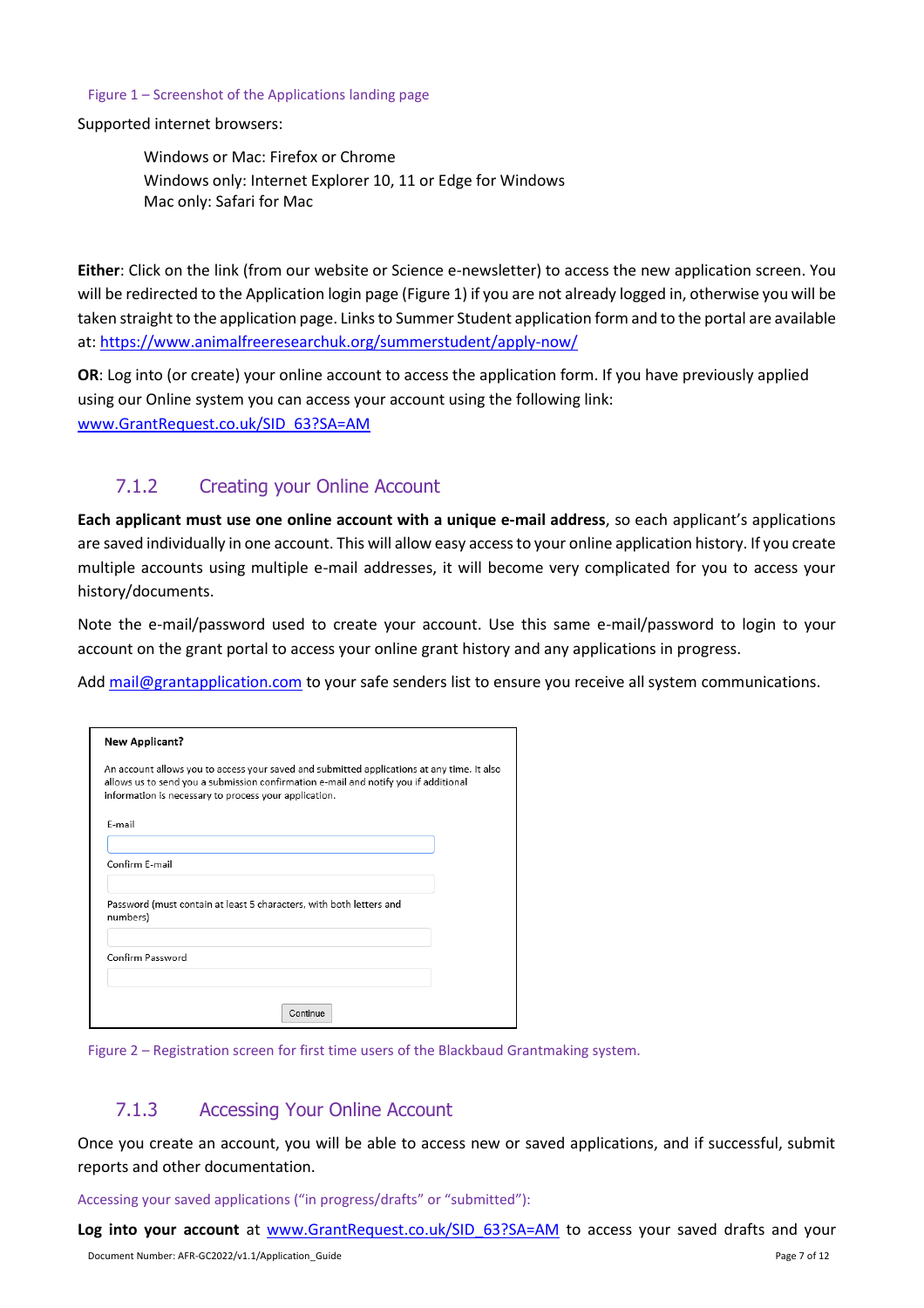Figure 1 – Screenshot of the Applications landing page

Supported internet browsers:

> Windows or Mac: Firefox or Chrome
> Windows only: Internet Explorer 10, 11 or Edge for Windows
> Mac only: Safari for Mac

**Either**: Click on the link (from our website or Science e-newsletter) to access the new application screen. You will be redirected to the Application login page (Figure 1) if you are not already logged in, otherwise you will be taken straight to the application page. Links to Summer Student application form and to the portal are available at: https://www.animalfreeresearchuk.org/summerstudent/apply-now/

**OR**: Log into (or create) your online account to access the application form. If you have previously applied using our Online system you can access your account using the following link: www.GrantRequest.co.uk/SID_63?SA=AM

### 7.1.2 Creating your Online Account

**Each applicant must use one online account with a unique e-mail address**, so each applicant's applications are saved individually in one account. This will allow easy access to your online application history. If you create multiple accounts using multiple e-mail addresses, it will become very complicated for you to access your history/documents.

Note the e-mail/password used to create your account. Use this same e-mail/password to login to your account on the grant portal to access your online grant history and any applications in progress.

Add mail@grantapplication.com to your safe senders list to ensure you receive all system communications.

**New Applicant?**

An account allows you to access your saved and submitted applications at any time. It also allows us to send you a submission confirmation e-mail and notify you if additional information is necessary to process your application.

E-mail

Confirm E-mail

Password (must contain at least 5 characters, with both letters and numbers)

Confirm Password

Continue

Figure 2 – Registration screen for first time users of the Blackbaud Grantmaking system.

### 7.1.3 Accessing Your Online Account

Once you create an account, you will be able to access new or saved applications, and if successful, submit reports and other documentation.

Accessing your saved applications ("in progress/drafts" or "submitted"):

**Log into your account** at www.GrantRequest.co.uk/SID_63?SA=AM to access your saved drafts and your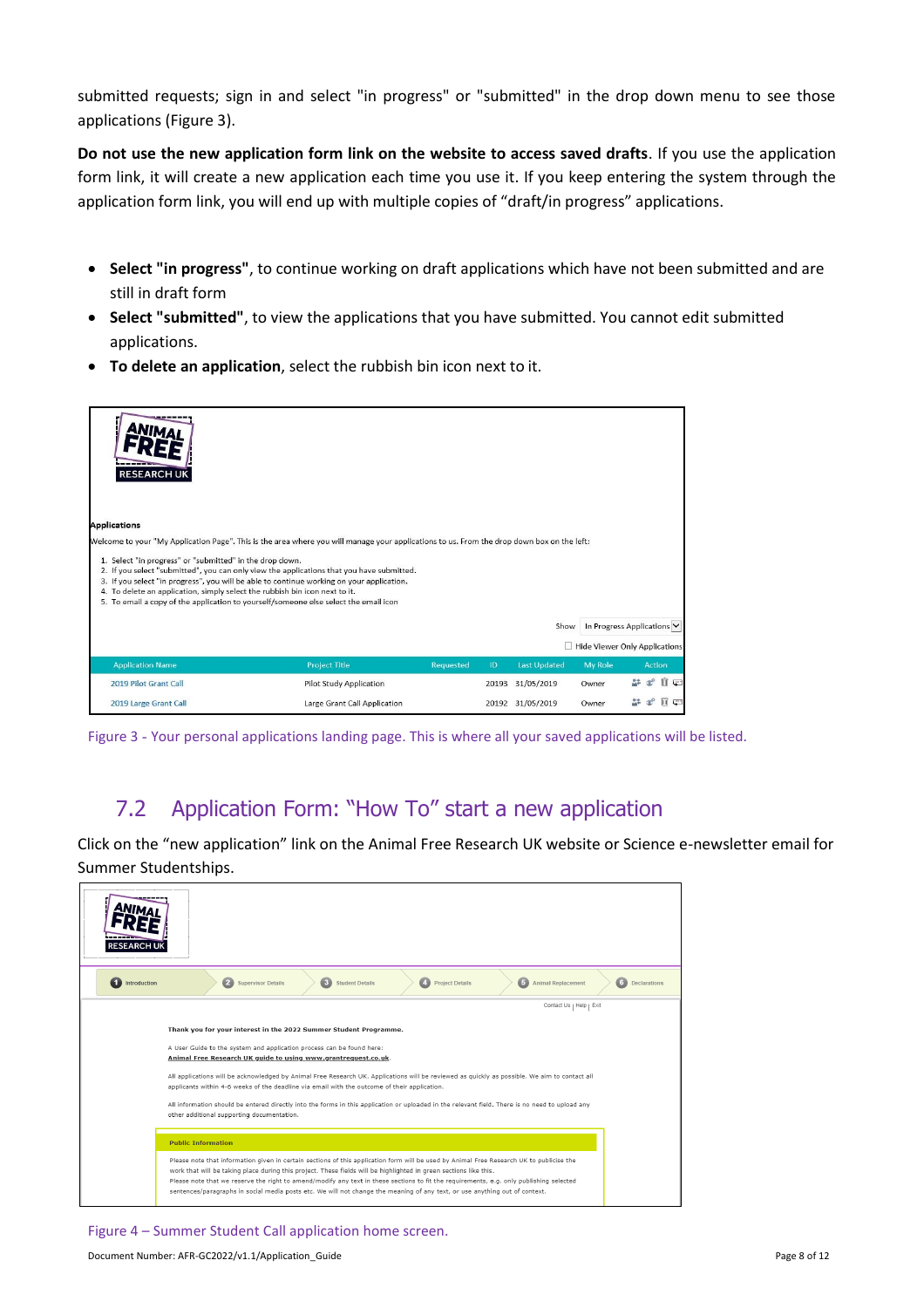submitted requests; sign in and select "in progress" or "submitted" in the drop down menu to see those applications (Figure 3).

**Do not use the new application form link on the website to access saved drafts**. If you use the application form link, it will create a new application each time you use it. If you keep entering the system through the application form link, you will end up with multiple copies of "draft/in progress" applications.

- **Select "in progress"**, to continue working on draft applications which have not been submitted and are still in draft form
- **Select "submitted"**, to view the applications that you have submitted. You cannot edit submitted applications.
- **To delete an application**, select the rubbish bin icon next to it.

Figure 3 - Your personal applications landing page. This is where all your saved applications will be listed.

## 7.2 Application Form: "How To" start a new application

Click on the "new application" link on the Animal Free Research UK website or Science e-newsletter email for Summer Studentships.

Figure 4 – Summer Student Call application home screen.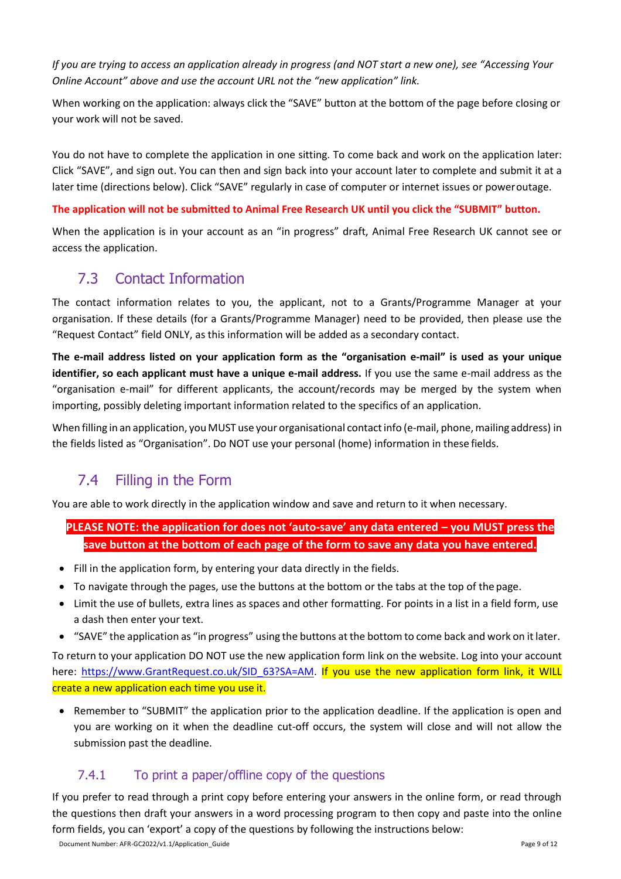*If you are trying to access an application already in progress (and NOT start a new one), see "Accessing Your Online Account" above and use the account URL not the "new application" link.*

When working on the application: always click the "SAVE" button at the bottom of the page before closing or your work will not be saved.

You do not have to complete the application in one sitting. To come back and work on the application later: Click "SAVE", and sign out. You can then and sign back into your account later to complete and submit it at a later time (directions below). Click "SAVE" regularly in case of computer or internet issues or power outage.

**The application will not be submitted to Animal Free Research UK until you click the "SUBMIT" button.**

When the application is in your account as an "in progress" draft, Animal Free Research UK cannot see or access the application.

## 7.3 Contact Information

The contact information relates to you, the applicant, not to a Grants/Programme Manager at your organisation. If these details (for a Grants/Programme Manager) need to be provided, then please use the "Request Contact" field ONLY, as this information will be added as a secondary contact.

**The e-mail address listed on your application form as the "organisation e-mail" is used as your unique identifier, so each applicant must have a unique e-mail address.** If you use the same e-mail address as the "organisation e-mail" for different applicants, the account/records may be merged by the system when importing, possibly deleting important information related to the specifics of an application.

When filling in an application, you MUST use your organisational contact info (e-mail, phone, mailing address) in the fields listed as "Organisation". Do NOT use your personal (home) information in these fields.

## 7.4 Filling in the Form

You are able to work directly in the application window and save and return to it when necessary.

**PLEASE NOTE: the application for does not 'auto-save' any data entered – you MUST press the save button at the bottom of each page of the form to save any data you have entered.**

- Fill in the application form, by entering your data directly in the fields.
- To navigate through the pages, use the buttons at the bottom or the tabs at the top of the page.
- Limit the use of bullets, extra lines as spaces and other formatting. For points in a list in a field form, use a dash then enter your text.
- "SAVE" the application as "in progress" using the buttons at the bottom to come back and work on it later.

To return to your application DO NOT use the new application form link on the website. Log into your account here: [https://www.GrantRequest.co.uk/SID_63?SA=AM](https://www.GrantRequest.co.uk/SID_63?SA=AM). If you use the new application form link, it WILL create a new application each time you use it.

- Remember to "SUBMIT" the application prior to the application deadline. If the application is open and you are working on it when the deadline cut-off occurs, the system will close and will not allow the submission past the deadline.

### 7.4.1 To print a paper/offline copy of the questions

If you prefer to read through a print copy before entering your answers in the online form, or read through the questions then draft your answers in a word processing program to then copy and paste into the online form fields, you can 'export' a copy of the questions by following the instructions below: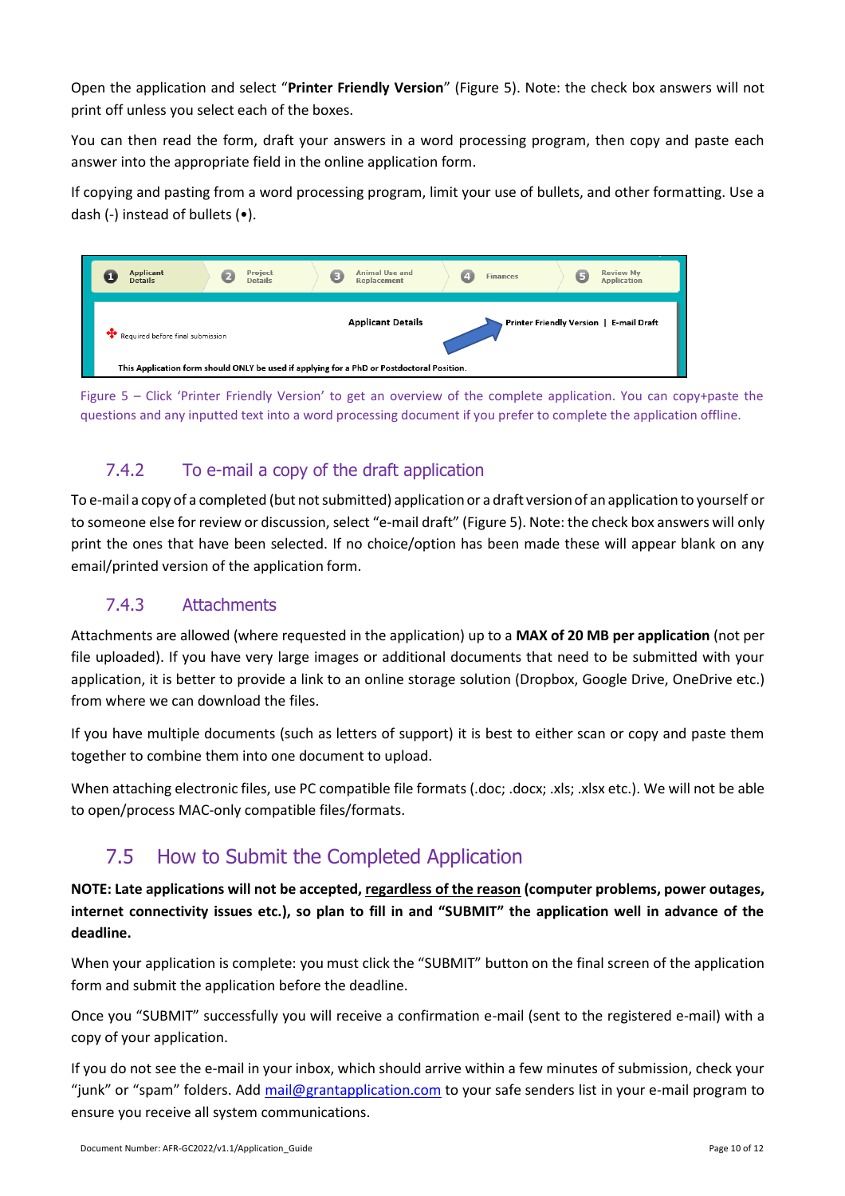Open the application and select "**Printer Friendly Version**" (Figure 5). Note: the check box answers will not print off unless you select each of the boxes.

You can then read the form, draft your answers in a word processing program, then copy and paste each answer into the appropriate field in the online application form.

If copying and pasting from a word processing program, limit your use of bullets, and other formatting. Use a dash (-) instead of bullets (•).

Figure 5 – Click 'Printer Friendly Version' to get an overview of the complete application. You can copy+paste the questions and any inputted text into a word processing document if you prefer to complete the application offline.

### 7.4.2 To e-mail a copy of the draft application

To e-mail a copy of a completed (but not submitted) application or a draft version of an application to yourself or to someone else for review or discussion, select "e-mail draft" (Figure 5). Note: the check box answers will only print the ones that have been selected. If no choice/option has been made these will appear blank on any email/printed version of the application form.

### 7.4.3 Attachments

Attachments are allowed (where requested in the application) up to a **MAX of 20 MB per application** (not per file uploaded). If you have very large images or additional documents that need to be submitted with your application, it is better to provide a link to an online storage solution (Dropbox, Google Drive, OneDrive etc.) from where we can download the files.

If you have multiple documents (such as letters of support) it is best to either scan or copy and paste them together to combine them into one document to upload.

When attaching electronic files, use PC compatible file formats (.doc; .docx; .xls; .xlsx etc.). We will not be able to open/process MAC-only compatible files/formats.

## 7.5 How to Submit the Completed Application

**NOTE: Late applications will not be accepted, regardless of the reason (computer problems, power outages, internet connectivity issues etc.), so plan to fill in and "SUBMIT" the application well in advance of the deadline.**

When your application is complete: you must click the "SUBMIT" button on the final screen of the application form and submit the application before the deadline.

Once you "SUBMIT" successfully you will receive a confirmation e-mail (sent to the registered e-mail) with a copy of your application.

If you do not see the e-mail in your inbox, which should arrive within a few minutes of submission, check your "junk" or "spam" folders. Add mail@grantapplication.com to your safe senders list in your e-mail program to ensure you receive all system communications.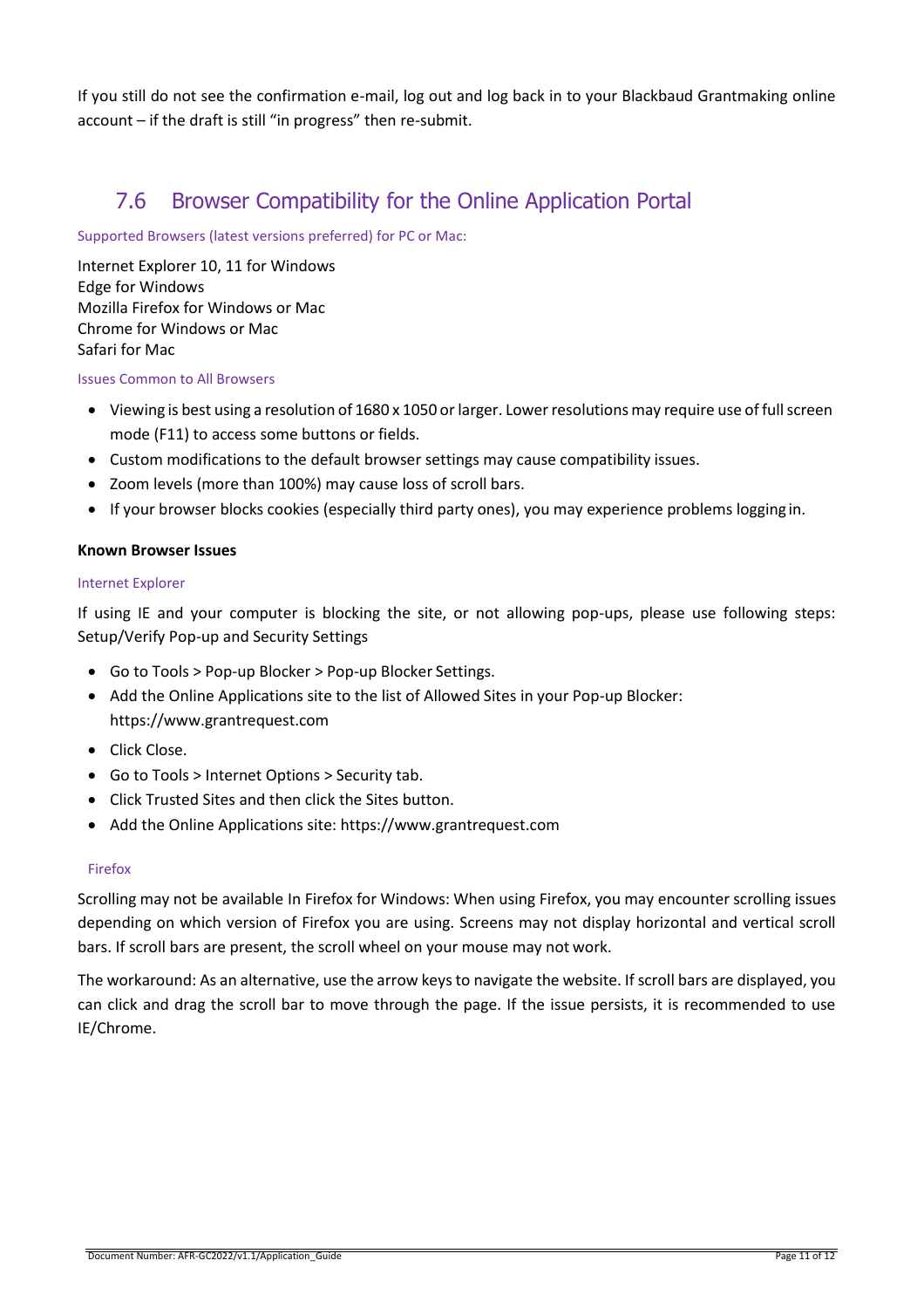If you still do not see the confirmation e-mail, log out and log back in to your Blackbaud Grantmaking online account – if the draft is still "in progress" then re-submit.

## 7.6 Browser Compatibility for the Online Application Portal

Supported Browsers (latest versions preferred) for PC or Mac:

Internet Explorer 10, 11 for Windows
Edge for Windows
Mozilla Firefox for Windows or Mac
Chrome for Windows or Mac
Safari for Mac

Issues Common to All Browsers

- Viewing is best using a resolution of 1680 x 1050 or larger. Lower resolutions may require use of full screen mode (F11) to access some buttons or fields.
- Custom modifications to the default browser settings may cause compatibility issues.
- Zoom levels (more than 100%) may cause loss of scroll bars.
- If your browser blocks cookies (especially third party ones), you may experience problems logging in.

**Known Browser Issues**

Internet Explorer

If using IE and your computer is blocking the site, or not allowing pop-ups, please use following steps: Setup/Verify Pop-up and Security Settings

- Go to Tools > Pop-up Blocker > Pop-up Blocker Settings.
- Add the Online Applications site to the list of Allowed Sites in your Pop-up Blocker: https://www.grantrequest.com
- Click Close.
- Go to Tools > Internet Options > Security tab.
- Click Trusted Sites and then click the Sites button.
- Add the Online Applications site: https://www.grantrequest.com

Firefox

Scrolling may not be available In Firefox for Windows: When using Firefox, you may encounter scrolling issues depending on which version of Firefox you are using. Screens may not display horizontal and vertical scroll bars. If scroll bars are present, the scroll wheel on your mouse may not work.

The workaround: As an alternative, use the arrow keys to navigate the website. If scroll bars are displayed, you can click and drag the scroll bar to move through the page. If the issue persists, it is recommended to use IE/Chrome.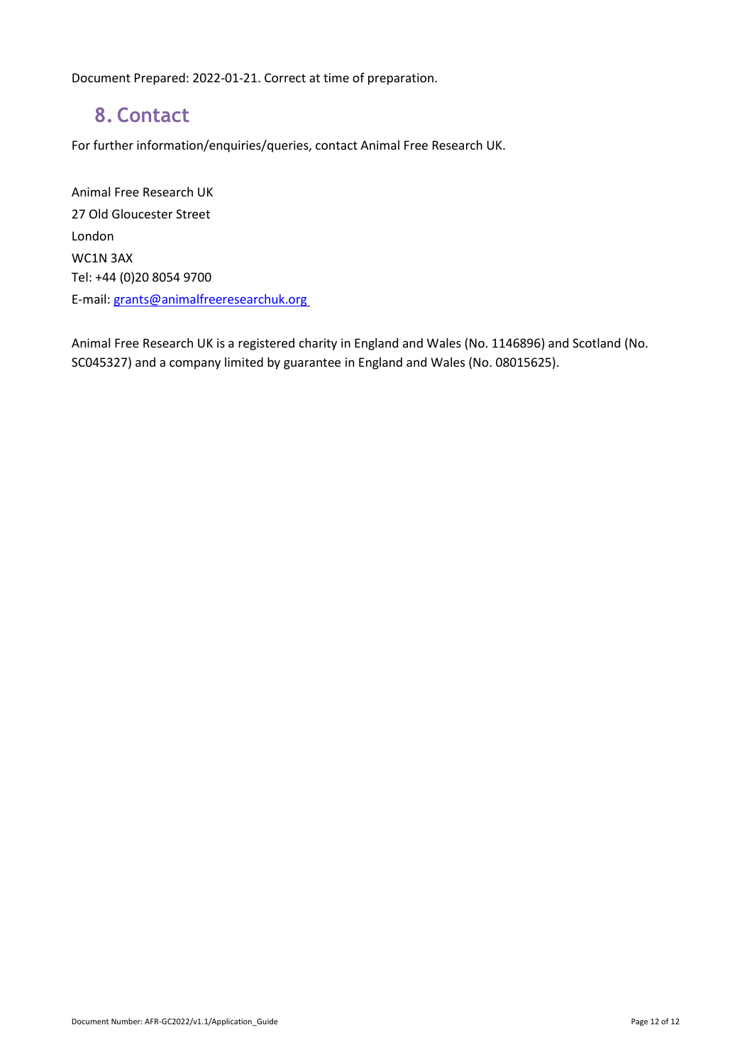Document Prepared: 2022-01-21. Correct at time of preparation.

## 8. Contact

For further information/enquiries/queries, contact Animal Free Research UK.

Animal Free Research UK
27 Old Gloucester Street
London
WC1N 3AX
Tel: +44 (0)20 8054 9700
E-mail: grants@animalfreeresearchuk.org

Animal Free Research UK is a registered charity in England and Wales (No. 1146896) and Scotland (No. SC045327) and a company limited by guarantee in England and Wales (No. 08015625).